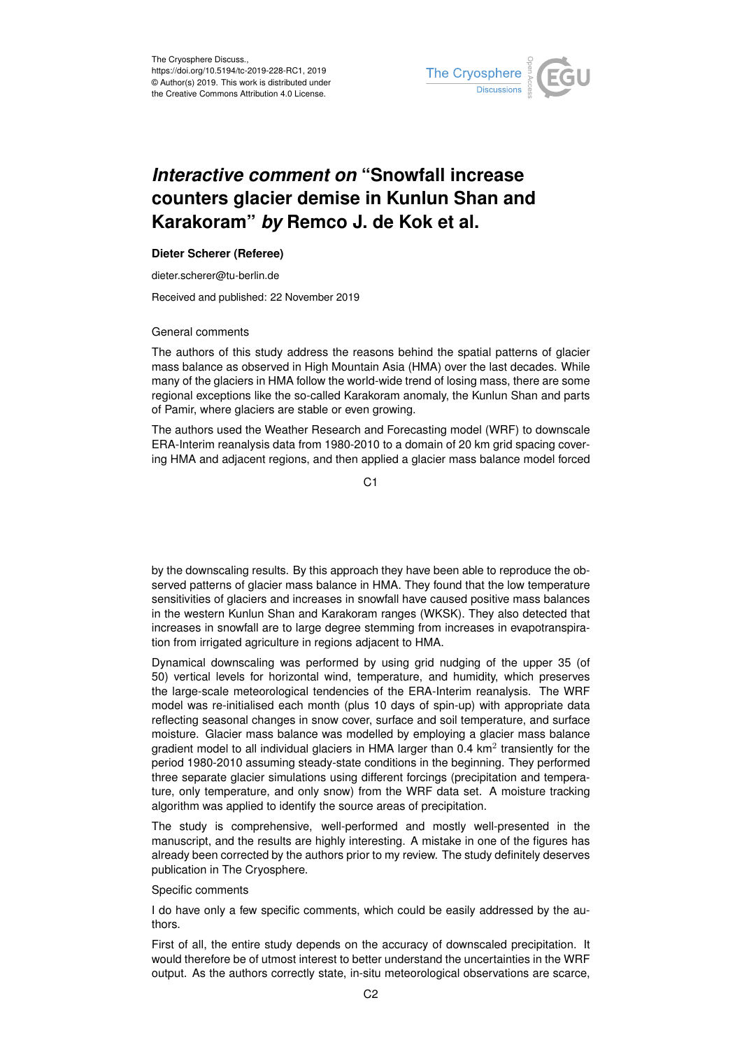The Cryosphere Discuss.,
https://doi.org/10.5194/tc-2019-228-RC1, 2019
© Author(s) 2019. This work is distributed under the Creative Commons Attribution 4.0 License.

# *Interactive comment on* "Snowfall increase counters glacier demise in Kunlun Shan and Karakoram" *by* Remco J. de Kok et al.

**Dieter Scherer (Referee)**

dieter.scherer@tu-berlin.de

Received and published: 22 November 2019

General comments

The authors of this study address the reasons behind the spatial patterns of glacier mass balance as observed in High Mountain Asia (HMA) over the last decades. While many of the glaciers in HMA follow the world-wide trend of losing mass, there are some regional exceptions like the so-called Karakoram anomaly, the Kunlun Shan and parts of Pamir, where glaciers are stable or even growing.

The authors used the Weather Research and Forecasting model (WRF) to downscale ERA-Interim reanalysis data from 1980-2010 to a domain of 20 km grid spacing covering HMA and adjacent regions, and then applied a glacier mass balance model forced by the downscaling results. By this approach they have been able to reproduce the observed patterns of glacier mass balance in HMA. They found that the low temperature sensitivities of glaciers and increases in snowfall have caused positive mass balances in the western Kunlun Shan and Karakoram ranges (WKSK). They also detected that increases in snowfall are to large degree stemming from increases in evapotranspiration from irrigated agriculture in regions adjacent to HMA.

Dynamical downscaling was performed by using grid nudging of the upper 35 (of 50) vertical levels for horizontal wind, temperature, and humidity, which preserves the large-scale meteorological tendencies of the ERA-Interim reanalysis. The WRF model was re-initialised each month (plus 10 days of spin-up) with appropriate data reflecting seasonal changes in snow cover, surface and soil temperature, and surface moisture. Glacier mass balance was modelled by employing a glacier mass balance gradient model to all individual glaciers in HMA larger than 0.4 km$^2$ transiently for the period 1980-2010 assuming steady-state conditions in the beginning. They performed three separate glacier simulations using different forcings (precipitation and temperature, only temperature, and only snow) from the WRF data set. A moisture tracking algorithm was applied to identify the source areas of precipitation.

The study is comprehensive, well-performed and mostly well-presented in the manuscript, and the results are highly interesting. A mistake in one of the figures has already been corrected by the authors prior to my review. The study definitely deserves publication in The Cryosphere.

Specific comments

I do have only a few specific comments, which could be easily addressed by the authors.

First of all, the entire study depends on the accuracy of downscaled precipitation. It would therefore be of utmost interest to better understand the uncertainties in the WRF output. As the authors correctly state, in-situ meteorological observations are scarce,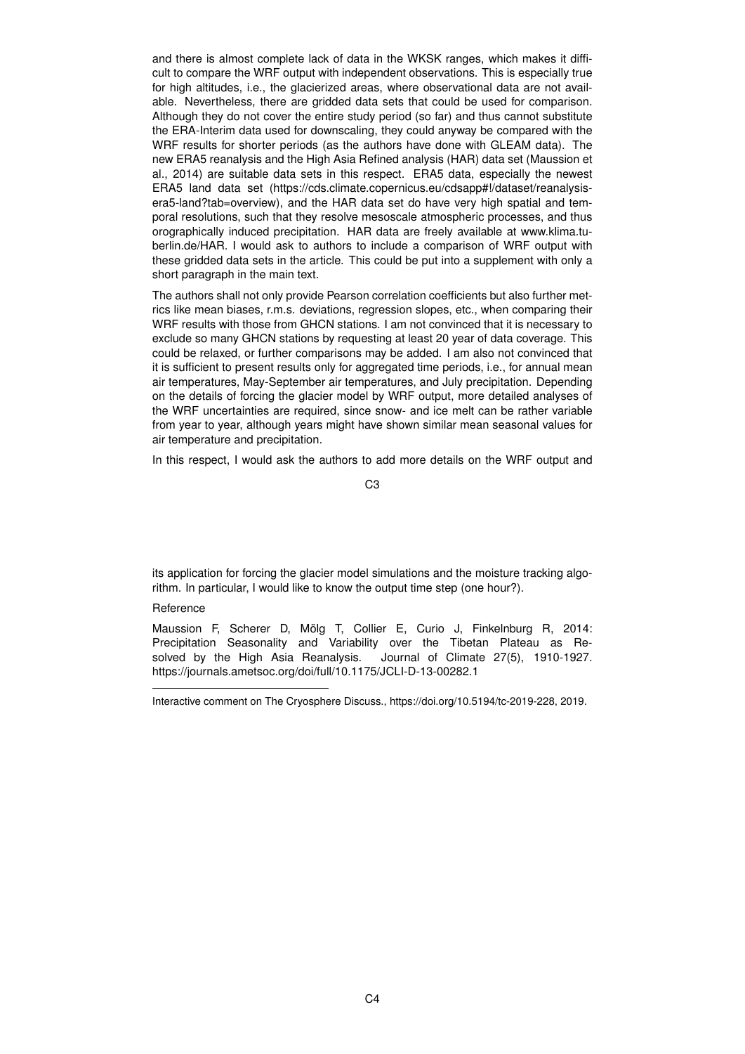and there is almost complete lack of data in the WKSK ranges, which makes it difficult to compare the WRF output with independent observations. This is especially true for high altitudes, i.e., the glacierized areas, where observational data are not available. Nevertheless, there are gridded data sets that could be used for comparison. Although they do not cover the entire study period (so far) and thus cannot substitute the ERA-Interim data used for downscaling, they could anyway be compared with the WRF results for shorter periods (as the authors have done with GLEAM data). The new ERA5 reanalysis and the High Asia Refined analysis (HAR) data set (Maussion et al., 2014) are suitable data sets in this respect. ERA5 data, especially the newest ERA5 land data set (https://cds.climate.copernicus.eu/cdsapp#!/dataset/reanalysis-era5-land?tab=overview), and the HAR data set do have very high spatial and temporal resolutions, such that they resolve mesoscale atmospheric processes, and thus orographically induced precipitation. HAR data are freely available at www.klima.tu-berlin.de/HAR. I would ask to authors to include a comparison of WRF output with these gridded data sets in the article. This could be put into a supplement with only a short paragraph in the main text.

The authors shall not only provide Pearson correlation coefficients but also further metrics like mean biases, r.m.s. deviations, regression slopes, etc., when comparing their WRF results with those from GHCN stations. I am not convinced that it is necessary to exclude so many GHCN stations by requesting at least 20 year of data coverage. This could be relaxed, or further comparisons may be added. I am also not convinced that it is sufficient to present results only for aggregated time periods, i.e., for annual mean air temperatures, May-September air temperatures, and July precipitation. Depending on the details of forcing the glacier model by WRF output, more detailed analyses of the WRF uncertainties are required, since snow- and ice melt can be rather variable from year to year, although years might have shown similar mean seasonal values for air temperature and precipitation.

In this respect, I would ask the authors to add more details on the WRF output and its application for forcing the glacier model simulations and the moisture tracking algorithm. In particular, I would like to know the output time step (one hour?).

Reference

Maussion F, Scherer D, Mölg T, Collier E, Curio J, Finkelnburg R, 2014: Precipitation Seasonality and Variability over the Tibetan Plateau as Resolved by the High Asia Reanalysis. Journal of Climate 27(5), 1910-1927. https://journals.ametsoc.org/doi/full/10.1175/JCLI-D-13-00282.1

---

Interactive comment on The Cryosphere Discuss., https://doi.org/10.5194/tc-2019-228, 2019.